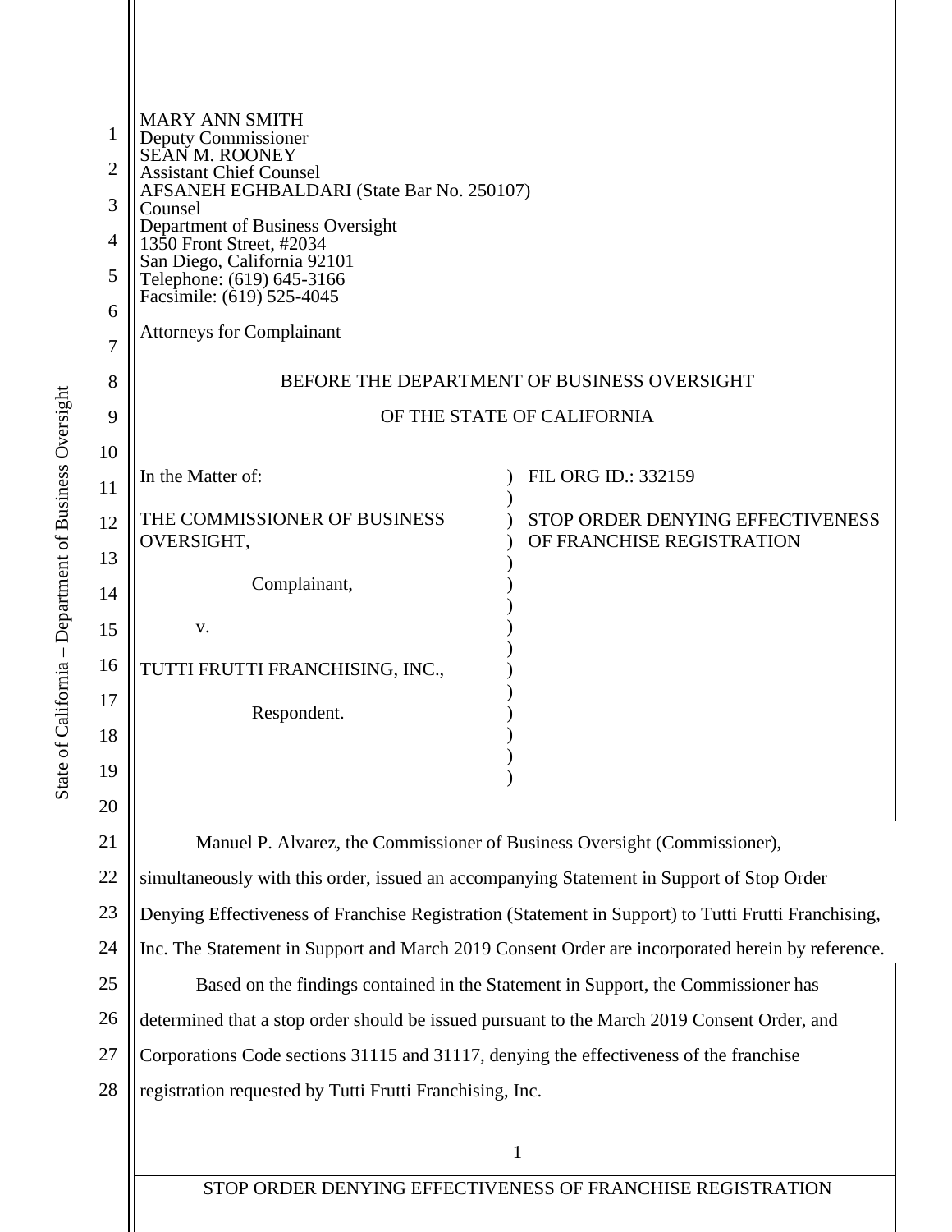MARY ANN SMITH
Deputy Commissioner
SEAN M. ROONEY
Assistant Chief Counsel
AFSANEH EGHBALDARI (State Bar No. 250107)
Counsel
Department of Business Oversight
1350 Front Street, #2034
San Diego, California 92101
Telephone: (619) 645-3166
Facsimile: (619) 525-4045

Attorneys for Complainant

BEFORE THE DEPARTMENT OF BUSINESS OVERSIGHT

OF THE STATE OF CALIFORNIA

| | |
|---|---|
| In the Matter of:<br><br>THE COMMISSIONER OF BUSINESS OVERSIGHT,<br><br>Complainant,<br><br>v.<br><br>TUTTI FRUTTI FRANCHISING, INC.,<br><br>Respondent. | FIL ORG ID.: 332159<br><br>STOP ORDER DENYING EFFECTIVENESS OF FRANCHISE REGISTRATION |

Manuel P. Alvarez, the Commissioner of Business Oversight (Commissioner), simultaneously with this order, issued an accompanying Statement in Support of Stop Order Denying Effectiveness of Franchise Registration (Statement in Support) to Tutti Frutti Franchising, Inc. The Statement in Support and March 2019 Consent Order are incorporated herein by reference.

Based on the findings contained in the Statement in Support, the Commissioner has determined that a stop order should be issued pursuant to the March 2019 Consent Order, and Corporations Code sections 31115 and 31117, denying the effectiveness of the franchise registration requested by Tutti Frutti Franchising, Inc.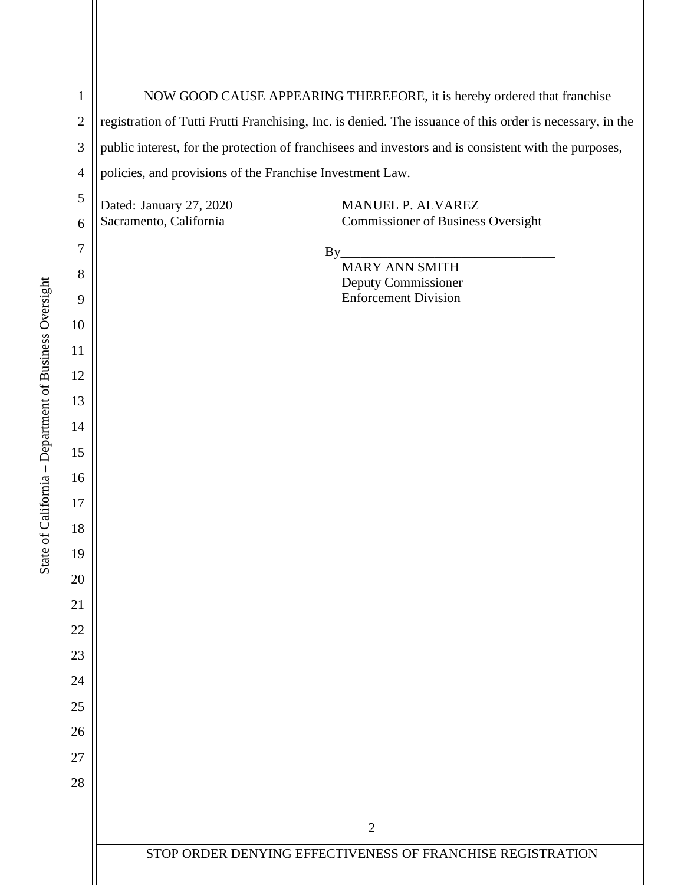NOW GOOD CAUSE APPEARING THEREFORE, it is hereby ordered that franchise registration of Tutti Frutti Franchising, Inc. is denied. The issuance of this order is necessary, in the public interest, for the protection of franchisees and investors and is consistent with the purposes, policies, and provisions of the Franchise Investment Law.

Dated: January 27, 2020
Sacramento, California

MANUEL P. ALVAREZ
Commissioner of Business Oversight

By________________________________
MARY ANN SMITH
Deputy Commissioner
Enforcement Division